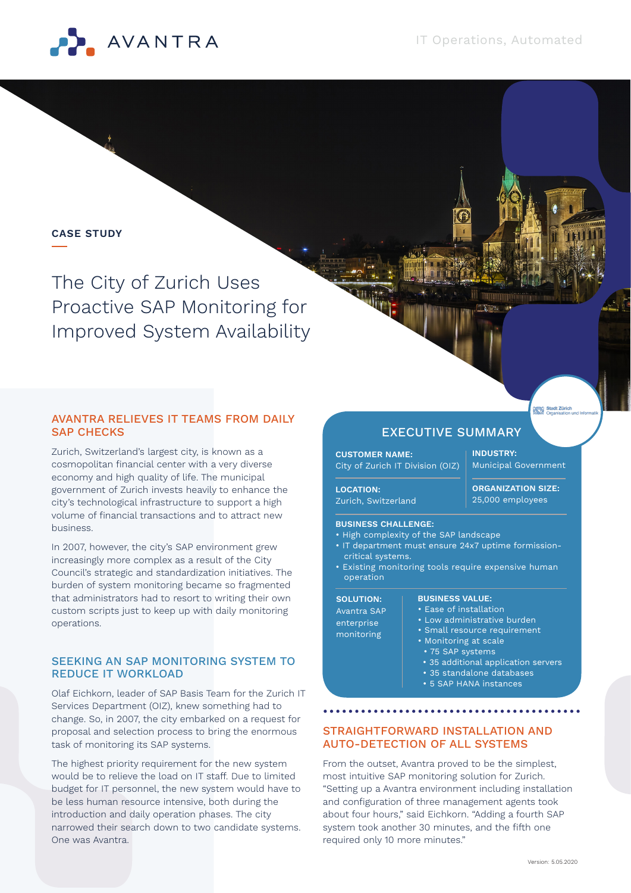AVANTRA

IT Operations, Automated

CASE STUDY

# The City of Zurich Uses Proactive SAP Monitoring for Improved System Availability

## AVANTRA RELIEVES IT TEAMS FROM DAILY SAP CHECKS

Zurich, Switzerland's largest city, is known as a cosmopolitan financial center with a very diverse economy and high quality of life. The municipal government of Zurich invests heavily to enhance the city's technological infrastructure to support a high volume of financial transactions and to attract new business.

In 2007, however, the city's SAP environment grew increasingly more complex as a result of the City Council's strategic and standardization initiatives. The burden of system monitoring became so fragmented that administrators had to resort to writing their own custom scripts just to keep up with daily monitoring operations.

## SEEKING AN SAP MONITORING SYSTEM TO REDUCE IT WORKLOAD

Olaf Eichkorn, leader of SAP Basis Team for the Zurich IT Services Department (OIZ), knew something had to change. So, in 2007, the city embarked on a request for proposal and selection process to bring the enormous task of monitoring its SAP systems.

The highest priority requirement for the new system would be to relieve the load on IT staff. Due to limited budget for IT personnel, the new system would have to be less human resource intensive, both during the introduction and daily operation phases. The city narrowed their search down to two candidate systems. One was Avantra.

## EXECUTIVE SUMMARY

**CUSTOMER NAME:**
City of Zurich IT Division (OIZ)

**INDUSTRY:**
Municipal Government

**LOCATION:**
Zurich, Switzerland

**ORGANIZATION SIZE:**
25,000 employees

**BUSINESS CHALLENGE:**
- High complexity of the SAP landscape
- IT department must ensure 24x7 uptime formission-critical systems.
- Existing monitoring tools require expensive human operation

**SOLUTION:**
Avantra SAP enterprise monitoring

**BUSINESS VALUE:**
- Ease of installation
- Low administrative burden
- Small resource requirement
- Monitoring at scale
  - 75 SAP systems
  - 35 additional application servers
  - 35 standalone databases
  - 5 SAP HANA instances

## STRAIGHTFORWARD INSTALLATION AND AUTO-DETECTION OF ALL SYSTEMS

From the outset, Avantra proved to be the simplest, most intuitive SAP monitoring solution for Zurich. "Setting up a Avantra environment including installation and configuration of three management agents took about four hours," said Eichkorn. "Adding a fourth SAP system took another 30 minutes, and the fifth one required only 10 more minutes."

Version: 5.05.2020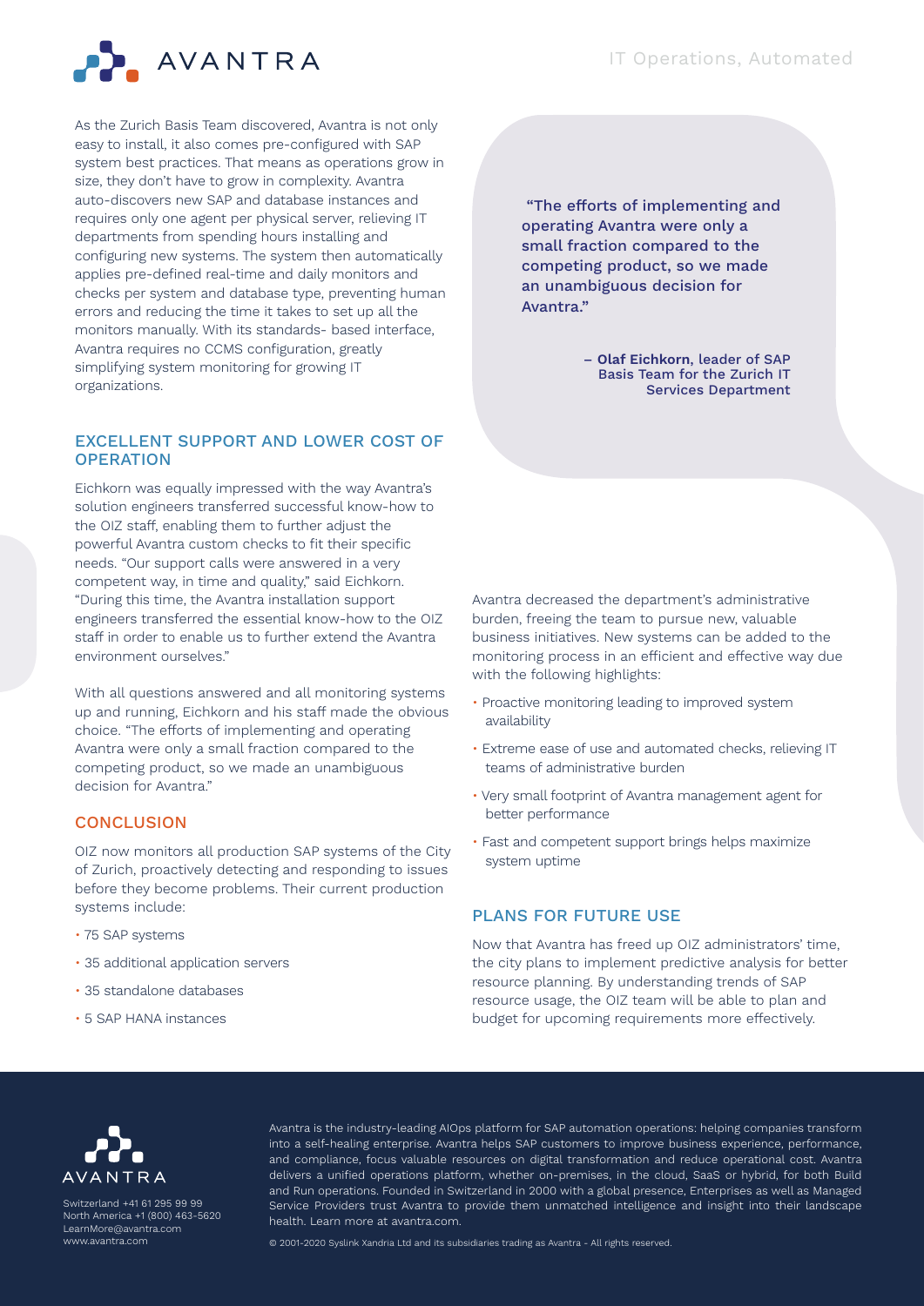As the Zurich Basis Team discovered, Avantra is not only easy to install, it also comes pre-configured with SAP system best practices. That means as operations grow in size, they don't have to grow in complexity. Avantra auto-discovers new SAP and database instances and requires only one agent per physical server, relieving IT departments from spending hours installing and configuring new systems. The system then automatically applies pre-defined real-time and daily monitors and checks per system and database type, preventing human errors and reducing the time it takes to set up all the monitors manually. With its standards- based interface, Avantra requires no CCMS configuration, greatly simplifying system monitoring for growing IT organizations.

> "The efforts of implementing and operating Avantra were only a small fraction compared to the competing product, so we made an unambiguous decision for Avantra."
>
> – **Olaf Eichkorn**, leader of SAP Basis Team for the Zurich IT Services Department

## EXCELLENT SUPPORT AND LOWER COST OF OPERATION

Eichkorn was equally impressed with the way Avantra's solution engineers transferred successful know-how to the OIZ staff, enabling them to further adjust the powerful Avantra custom checks to fit their specific needs. "Our support calls were answered in a very competent way, in time and quality," said Eichkorn. "During this time, the Avantra installation support engineers transferred the essential know-how to the OIZ staff in order to enable us to further extend the Avantra environment ourselves."

With all questions answered and all monitoring systems up and running, Eichkorn and his staff made the obvious choice. "The efforts of implementing and operating Avantra were only a small fraction compared to the competing product, so we made an unambiguous decision for Avantra."

## CONCLUSION

OIZ now monitors all production SAP systems of the City of Zurich, proactively detecting and responding to issues before they become problems. Their current production systems include:

- 75 SAP systems
- 35 additional application servers
- 35 standalone databases
- 5 SAP HANA instances

Avantra decreased the department's administrative burden, freeing the team to pursue new, valuable business initiatives. New systems can be added to the monitoring process in an efficient and effective way due with the following highlights:

- Proactive monitoring leading to improved system availability
- Extreme ease of use and automated checks, relieving IT teams of administrative burden
- Very small footprint of Avantra management agent for better performance
- Fast and competent support brings helps maximize system uptime

## PLANS FOR FUTURE USE

Now that Avantra has freed up OIZ administrators' time, the city plans to implement predictive analysis for better resource planning. By understanding trends of SAP resource usage, the OIZ team will be able to plan and budget for upcoming requirements more effectively.

AVANTRA

Switzerland +41 61 295 99 99
North America +1 (800) 463-5620
LearnMore@avantra.com
www.avantra.com

Avantra is the industry-leading AIOps platform for SAP automation operations: helping companies transform into a self-healing enterprise. Avantra helps SAP customers to improve business experience, performance, and compliance, focus valuable resources on digital transformation and reduce operational cost. Avantra delivers a unified operations platform, whether on-premises, in the cloud, SaaS or hybrid, for both Build and Run operations. Founded in Switzerland in 2000 with a global presence, Enterprises as well as Managed Service Providers trust Avantra to provide them unmatched intelligence and insight into their landscape health. Learn more at avantra.com.

© 2001-2020 Syslink Xandria Ltd and its subsidiaries trading as Avantra - All rights reserved.